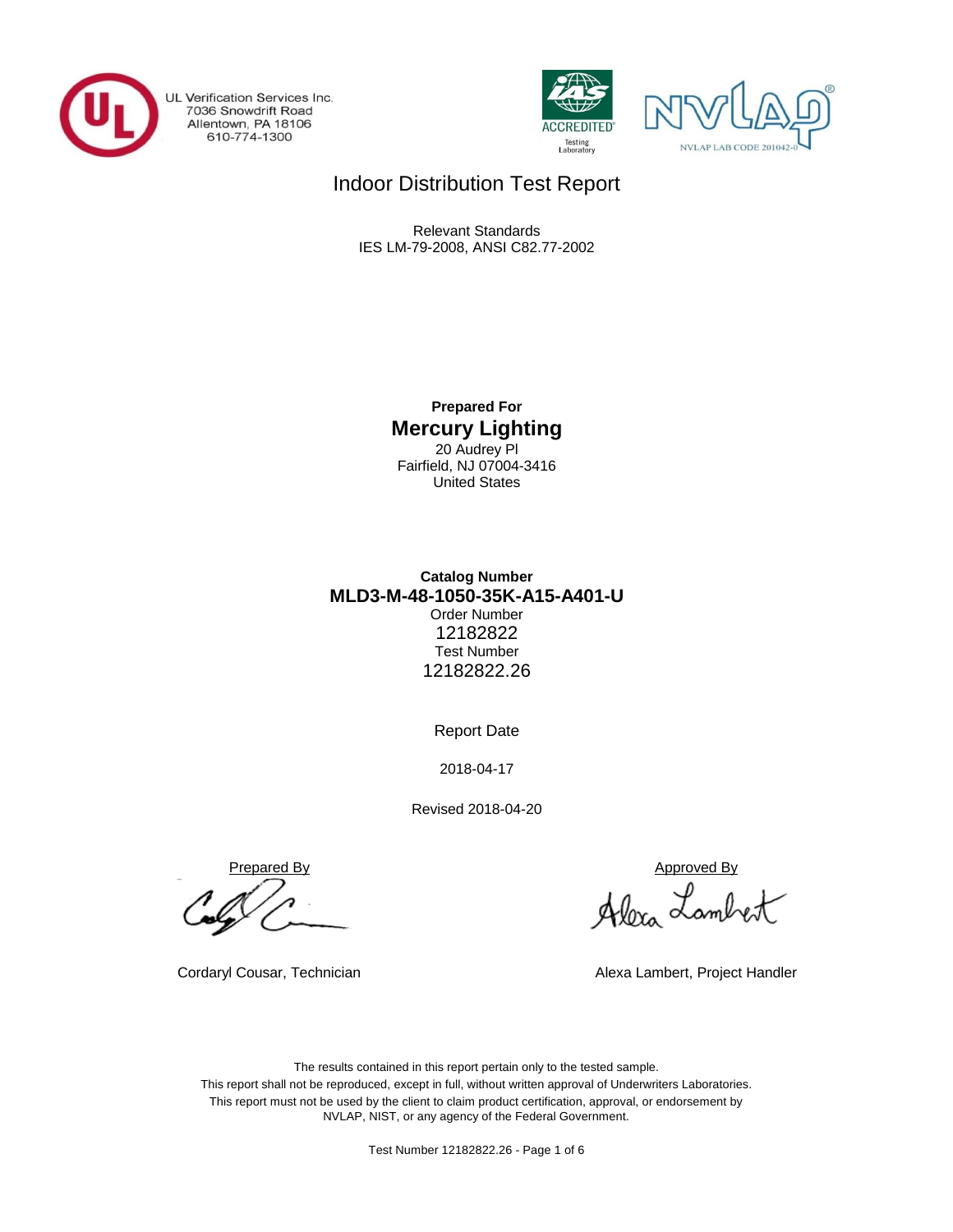UL Verification Services Inc.
7036 Snowdrift Road
Allentown, PA 18106
610-774-1300

NVLAP LAB CODE 201042-0

# Indoor Distribution Test Report

Relevant Standards
IES LM-79-2008, ANSI C82.77-2002

**Prepared For**

## Mercury Lighting

20 Audrey Pl
Fairfield, NJ 07004-3416
United States

**Catalog Number**

**MLD3-M-48-1050-35K-A15-A401-U**

Order Number
12182822
Test Number
12182822.26

Report Date

2018-04-17

Revised 2018-04-20

Prepared By

Cordaryl Cousar, Technician

Approved By

Alexa Lambert, Project Handler

The results contained in this report pertain only to the tested sample.
This report shall not be reproduced, except in full, without written approval of Underwriters Laboratories.
This report must not be used by the client to claim product certification, approval, or endorsement by NVLAP, NIST, or any agency of the Federal Government.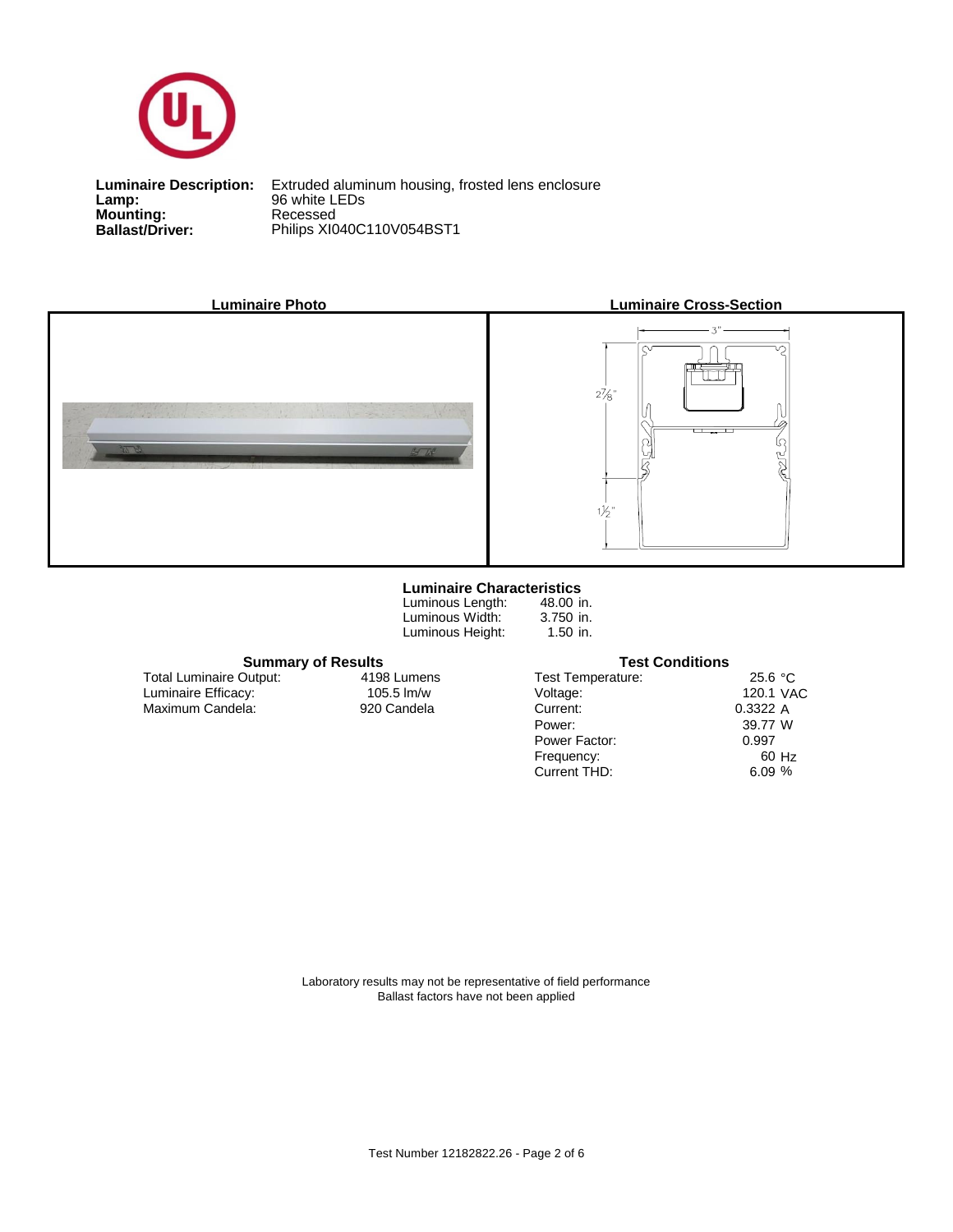**Luminaire Description:** Extruded aluminum housing, frosted lens enclosure
**Lamp:** 96 white LEDs
**Mounting:** Recessed
**Ballast/Driver:** Philips XI040C110V054BST1

**Luminaire Photo**

**Luminaire Cross-Section**

3"

2⅞"

1½"

### Luminaire Characteristics

| | |
|---|---|
| Luminous Length: | 48.00 in. |
| Luminous Width: | 3.750 in. |
| Luminous Height: | 1.50 in. |

### Summary of Results

| | |
|---|---|
| Total Luminaire Output: | 4198 Lumens |
| Luminaire Efficacy: | 105.5 lm/w |
| Maximum Candela: | 920 Candela |

### Test Conditions

| | |
|---|---|
| Test Temperature: | 25.6 °C |
| Voltage: | 120.1 VAC |
| Current: | 0.3322 A |
| Power: | 39.77 W |
| Power Factor: | 0.997 |
| Frequency: | 60 Hz |
| Current THD: | 6.09 % |

Laboratory results may not be representative of field performance
Ballast factors have not been applied

Test Number 12182822.26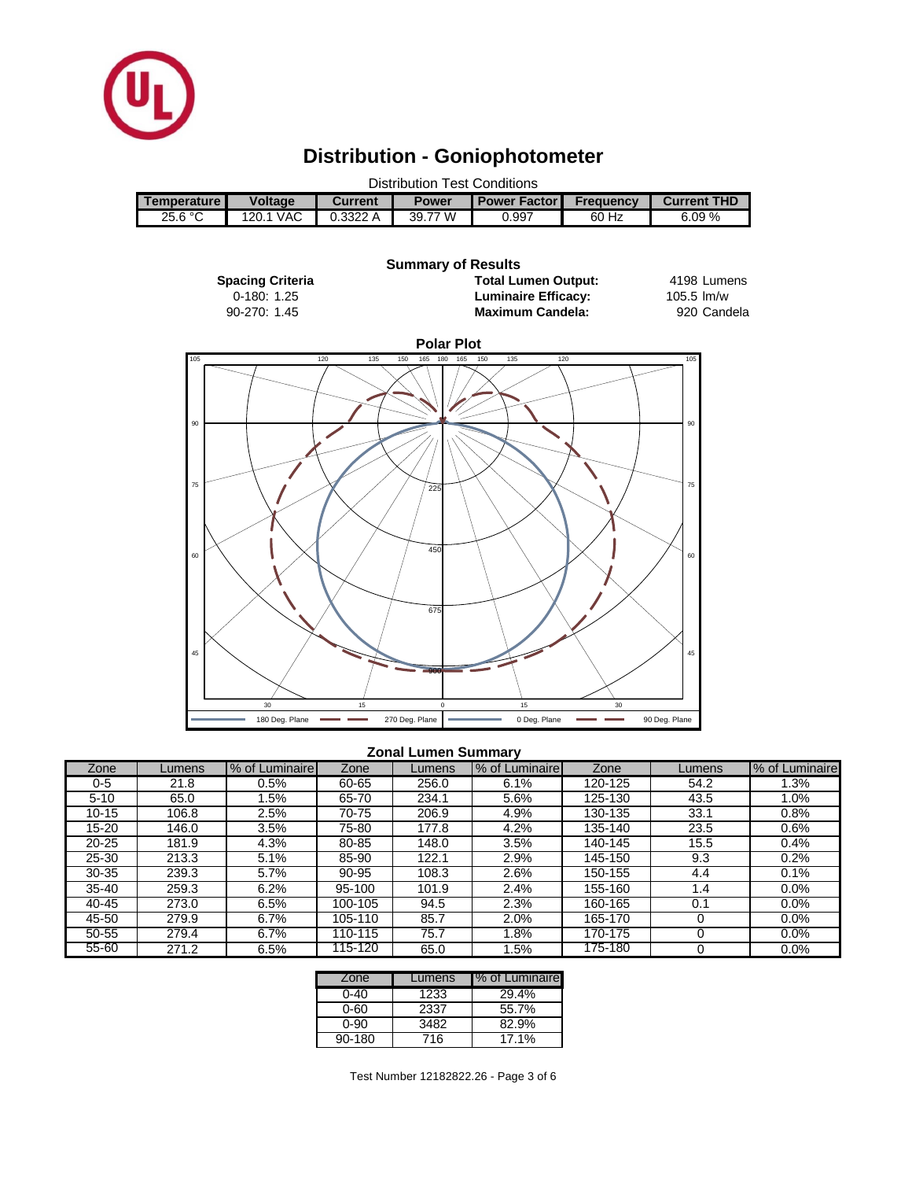# Distribution - Goniophotometer

Distribution Test Conditions

| Temperature | Voltage | Current | Power | Power Factor | Frequency | Current THD |
|---|---|---|---|---|---|---|
| 25.6 °C | 120.1 VAC | 0.3322 A | 39.77 W | 0.997 | 60 Hz | 6.09 % |

## Summary of Results

**Spacing Criteria**
0-180: 1.25
90-270: 1.45

**Total Lumen Output:** 4198 Lumens
**Luminaire Efficacy:** 105.5 lm/w
**Maximum Candela:** 920 Candela

**Polar Plot**

180 Deg. Plane — 270 Deg. Plane — 0 Deg. Plane — 90 Deg. Plane

### Zonal Lumen Summary

| Zone | Lumens | % of Luminaire | Zone | Lumens | % of Luminaire | Zone | Lumens | % of Luminaire |
|---|---|---|---|---|---|---|---|---|
| 0-5 | 21.8 | 0.5% | 60-65 | 256.0 | 6.1% | 120-125 | 54.2 | 1.3% |
| 5-10 | 65.0 | 1.5% | 65-70 | 234.1 | 5.6% | 125-130 | 43.5 | 1.0% |
| 10-15 | 106.8 | 2.5% | 70-75 | 206.9 | 4.9% | 130-135 | 33.1 | 0.8% |
| 15-20 | 146.0 | 3.5% | 75-80 | 177.8 | 4.2% | 135-140 | 23.5 | 0.6% |
| 20-25 | 181.9 | 4.3% | 80-85 | 148.0 | 3.5% | 140-145 | 15.5 | 0.4% |
| 25-30 | 213.3 | 5.1% | 85-90 | 122.1 | 2.9% | 145-150 | 9.3 | 0.2% |
| 30-35 | 239.3 | 5.7% | 90-95 | 108.3 | 2.6% | 150-155 | 4.4 | 0.1% |
| 35-40 | 259.3 | 6.2% | 95-100 | 101.9 | 2.4% | 155-160 | 1.4 | 0.0% |
| 40-45 | 273.0 | 6.5% | 100-105 | 94.5 | 2.3% | 160-165 | 0.1 | 0.0% |
| 45-50 | 279.9 | 6.7% | 105-110 | 85.7 | 2.0% | 165-170 | 0 | 0.0% |
| 50-55 | 279.4 | 6.7% | 110-115 | 75.7 | 1.8% | 170-175 | 0 | 0.0% |
| 55-60 | 271.2 | 6.5% | 115-120 | 65.0 | 1.5% | 175-180 | 0 | 0.0% |

| Zone | Lumens | % of Luminaire |
|---|---|---|
| 0-40 | 1233 | 29.4% |
| 0-60 | 2337 | 55.7% |
| 0-90 | 3482 | 82.9% |
| 90-180 | 716 | 17.1% |

Test Number 12182822.26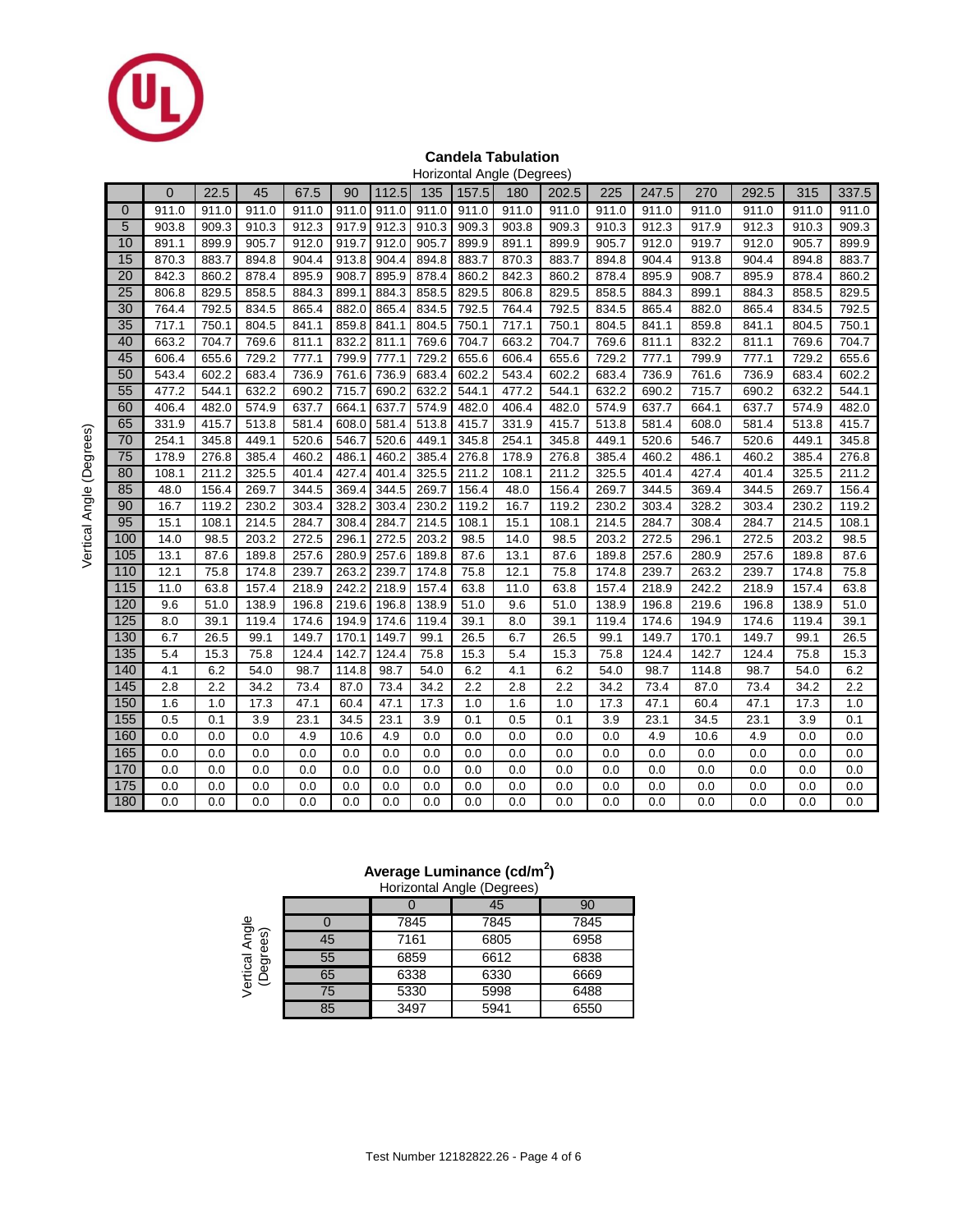## Candela Tabulation

Horizontal Angle (Degrees)

| Vertical Angle (Degrees) | 0 | 22.5 | 45 | 67.5 | 90 | 112.5 | 135 | 157.5 | 180 | 202.5 | 225 | 247.5 | 270 | 292.5 | 315 | 337.5 |
|---|---|---|---|---|---|---|---|---|---|---|---|---|---|---|---|---|
| 0 | 911.0 | 911.0 | 911.0 | 911.0 | 911.0 | 911.0 | 911.0 | 911.0 | 911.0 | 911.0 | 911.0 | 911.0 | 911.0 | 911.0 | 911.0 | 911.0 |
| 5 | 903.8 | 909.3 | 910.3 | 912.3 | 917.9 | 912.3 | 910.3 | 909.3 | 903.8 | 909.3 | 910.3 | 912.3 | 917.9 | 912.3 | 910.3 | 909.3 |
| 10 | 891.1 | 899.9 | 905.7 | 912.0 | 919.7 | 912.0 | 905.7 | 899.9 | 891.1 | 899.9 | 905.7 | 912.0 | 919.7 | 912.0 | 905.7 | 899.9 |
| 15 | 870.3 | 883.7 | 894.8 | 904.4 | 913.8 | 904.4 | 894.8 | 883.7 | 870.3 | 883.7 | 894.8 | 904.4 | 913.8 | 904.4 | 894.8 | 883.7 |
| 20 | 842.3 | 860.2 | 878.4 | 895.9 | 908.7 | 895.9 | 878.4 | 860.2 | 842.3 | 860.2 | 878.4 | 895.9 | 908.7 | 895.9 | 878.4 | 860.2 |
| 25 | 806.8 | 829.5 | 858.5 | 884.3 | 899.1 | 884.3 | 858.5 | 829.5 | 806.8 | 829.5 | 858.5 | 884.3 | 899.1 | 884.3 | 858.5 | 829.5 |
| 30 | 764.4 | 792.5 | 834.5 | 865.4 | 882.0 | 865.4 | 834.5 | 792.5 | 764.4 | 792.5 | 834.5 | 865.4 | 882.0 | 865.4 | 834.5 | 792.5 |
| 35 | 717.1 | 750.1 | 804.5 | 841.1 | 859.8 | 841.1 | 804.5 | 750.1 | 717.1 | 750.1 | 804.5 | 841.1 | 859.8 | 841.1 | 804.5 | 750.1 |
| 40 | 663.2 | 704.7 | 769.6 | 811.1 | 832.2 | 811.1 | 769.6 | 704.7 | 663.2 | 704.7 | 769.6 | 811.1 | 832.2 | 811.1 | 769.6 | 704.7 |
| 45 | 606.4 | 655.6 | 729.2 | 777.1 | 799.9 | 777.1 | 729.2 | 655.6 | 606.4 | 655.6 | 729.2 | 777.1 | 799.9 | 777.1 | 729.2 | 655.6 |
| 50 | 543.4 | 602.2 | 683.4 | 736.9 | 761.6 | 736.9 | 683.4 | 602.2 | 543.4 | 602.2 | 683.4 | 736.9 | 761.6 | 736.9 | 683.4 | 602.2 |
| 55 | 477.2 | 544.1 | 632.2 | 690.2 | 715.7 | 690.2 | 632.2 | 544.1 | 477.2 | 544.1 | 632.2 | 690.2 | 715.7 | 690.2 | 632.2 | 544.1 |
| 60 | 406.4 | 482.0 | 574.9 | 637.7 | 664.1 | 637.7 | 574.9 | 482.0 | 406.4 | 482.0 | 574.9 | 637.7 | 664.1 | 637.7 | 574.9 | 482.0 |
| 65 | 331.9 | 415.7 | 513.8 | 581.4 | 608.0 | 581.4 | 513.8 | 415.7 | 331.9 | 415.7 | 513.8 | 581.4 | 608.0 | 581.4 | 513.8 | 415.7 |
| 70 | 254.1 | 345.8 | 449.1 | 520.6 | 546.7 | 520.6 | 449.1 | 345.8 | 254.1 | 345.8 | 449.1 | 520.6 | 546.7 | 520.6 | 449.1 | 345.8 |
| 75 | 178.9 | 276.8 | 385.4 | 460.2 | 486.1 | 460.2 | 385.4 | 276.8 | 178.9 | 276.8 | 385.4 | 460.2 | 486.1 | 460.2 | 385.4 | 276.8 |
| 80 | 108.1 | 211.2 | 325.5 | 401.4 | 427.4 | 401.4 | 325.5 | 211.2 | 108.1 | 211.2 | 325.5 | 401.4 | 427.4 | 401.4 | 325.5 | 211.2 |
| 85 | 48.0 | 156.4 | 269.7 | 344.5 | 369.4 | 344.5 | 269.7 | 156.4 | 48.0 | 156.4 | 269.7 | 344.5 | 369.4 | 344.5 | 269.7 | 156.4 |
| 90 | 16.7 | 119.2 | 230.2 | 303.4 | 328.2 | 303.4 | 230.2 | 119.2 | 16.7 | 119.2 | 230.2 | 303.4 | 328.2 | 303.4 | 230.2 | 119.2 |
| 95 | 15.1 | 108.1 | 214.5 | 284.7 | 308.4 | 284.7 | 214.5 | 108.1 | 15.1 | 108.1 | 214.5 | 284.7 | 308.4 | 284.7 | 214.5 | 108.1 |
| 100 | 14.0 | 98.5 | 203.2 | 272.5 | 296.1 | 272.5 | 203.2 | 98.5 | 14.0 | 98.5 | 203.2 | 272.5 | 296.1 | 272.5 | 203.2 | 98.5 |
| 105 | 13.1 | 87.6 | 189.8 | 257.6 | 280.9 | 257.6 | 189.8 | 87.6 | 13.1 | 87.6 | 189.8 | 257.6 | 280.9 | 257.6 | 189.8 | 87.6 |
| 110 | 12.1 | 75.8 | 174.8 | 239.7 | 263.2 | 239.7 | 174.8 | 75.8 | 12.1 | 75.8 | 174.8 | 239.7 | 263.2 | 239.7 | 174.8 | 75.8 |
| 115 | 11.0 | 63.8 | 157.4 | 218.9 | 242.2 | 218.9 | 157.4 | 63.8 | 11.0 | 63.8 | 157.4 | 218.9 | 242.2 | 218.9 | 157.4 | 63.8 |
| 120 | 9.6 | 51.0 | 138.9 | 196.8 | 219.6 | 196.8 | 138.9 | 51.0 | 9.6 | 51.0 | 138.9 | 196.8 | 219.6 | 196.8 | 138.9 | 51.0 |
| 125 | 8.0 | 39.1 | 119.4 | 174.6 | 194.9 | 174.6 | 119.4 | 39.1 | 8.0 | 39.1 | 119.4 | 174.6 | 194.9 | 174.6 | 119.4 | 39.1 |
| 130 | 6.7 | 26.5 | 99.1 | 149.7 | 170.1 | 149.7 | 99.1 | 26.5 | 6.7 | 26.5 | 99.1 | 149.7 | 170.1 | 149.7 | 99.1 | 26.5 |
| 135 | 5.4 | 15.3 | 75.8 | 124.4 | 142.7 | 124.4 | 75.8 | 15.3 | 5.4 | 15.3 | 75.8 | 124.4 | 142.7 | 124.4 | 75.8 | 15.3 |
| 140 | 4.1 | 6.2 | 54.0 | 98.7 | 114.8 | 98.7 | 54.0 | 6.2 | 4.1 | 6.2 | 54.0 | 98.7 | 114.8 | 98.7 | 54.0 | 6.2 |
| 145 | 2.8 | 2.2 | 34.2 | 73.4 | 87.0 | 73.4 | 34.2 | 2.2 | 2.8 | 2.2 | 34.2 | 73.4 | 87.0 | 73.4 | 34.2 | 2.2 |
| 150 | 1.6 | 1.0 | 17.3 | 47.1 | 60.4 | 47.1 | 17.3 | 1.0 | 1.6 | 1.0 | 17.3 | 47.1 | 60.4 | 47.1 | 17.3 | 1.0 |
| 155 | 0.5 | 0.1 | 3.9 | 23.1 | 34.5 | 23.1 | 3.9 | 0.1 | 0.5 | 0.1 | 3.9 | 23.1 | 34.5 | 23.1 | 3.9 | 0.1 |
| 160 | 0.0 | 0.0 | 0.0 | 4.9 | 10.6 | 4.9 | 0.0 | 0.0 | 0.0 | 0.0 | 0.0 | 4.9 | 10.6 | 4.9 | 0.0 | 0.0 |
| 165 | 0.0 | 0.0 | 0.0 | 0.0 | 0.0 | 0.0 | 0.0 | 0.0 | 0.0 | 0.0 | 0.0 | 0.0 | 0.0 | 0.0 | 0.0 | 0.0 |
| 170 | 0.0 | 0.0 | 0.0 | 0.0 | 0.0 | 0.0 | 0.0 | 0.0 | 0.0 | 0.0 | 0.0 | 0.0 | 0.0 | 0.0 | 0.0 | 0.0 |
| 175 | 0.0 | 0.0 | 0.0 | 0.0 | 0.0 | 0.0 | 0.0 | 0.0 | 0.0 | 0.0 | 0.0 | 0.0 | 0.0 | 0.0 | 0.0 | 0.0 |
| 180 | 0.0 | 0.0 | 0.0 | 0.0 | 0.0 | 0.0 | 0.0 | 0.0 | 0.0 | 0.0 | 0.0 | 0.0 | 0.0 | 0.0 | 0.0 | 0.0 |

## Average Luminance (cd/m$^2$)

Horizontal Angle (Degrees)

| Vertical Angle (Degrees) | 0 | 45 | 90 |
|---|---|---|---|
| 0 | 7845 | 7845 | 7845 |
| 45 | 7161 | 6805 | 6958 |
| 55 | 6859 | 6612 | 6838 |
| 65 | 6338 | 6330 | 6669 |
| 75 | 5330 | 5998 | 6488 |
| 85 | 3497 | 5941 | 6550 |

Test Number 12182822.26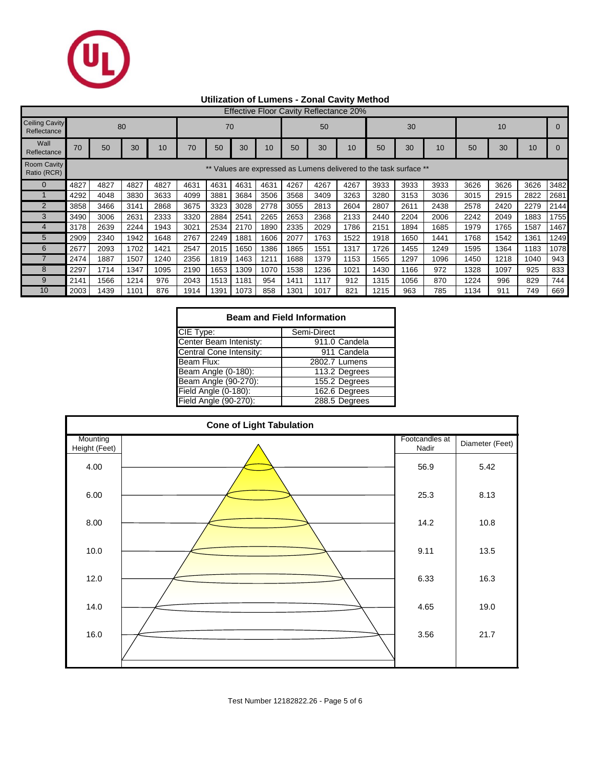## Utilization of Lumens - Zonal Cavity Method

| Effective Floor Cavity Reflectance 20% | | | | | | | | | | | | | | | | | | |
|---|---|---|---|---|---|---|---|---|---|---|---|---|---|---|---|---|---|---|
| Ceiling Cavity Reflectance | 80 | | | | 70 | | | | 50 | | | 30 | | | 10 | | | 0 |
| Wall Reflectance | 70 | 50 | 30 | 10 | 70 | 50 | 30 | 10 | 50 | 30 | 10 | 50 | 30 | 10 | 50 | 30 | 10 | 0 |
| Room Cavity Ratio (RCR) | ** Values are expressed as Lumens delivered to the task surface ** | | | | | | | | | | | | | | | | | |
| 0 | 4827 | 4827 | 4827 | 4827 | 4631 | 4631 | 4631 | 4631 | 4267 | 4267 | 4267 | 3933 | 3933 | 3933 | 3626 | 3626 | 3626 | 3482 |
| 1 | 4292 | 4048 | 3830 | 3633 | 4099 | 3881 | 3684 | 3506 | 3568 | 3409 | 3263 | 3280 | 3153 | 3036 | 3015 | 2915 | 2822 | 2681 |
| 2 | 3858 | 3466 | 3141 | 2868 | 3675 | 3323 | 3028 | 2778 | 3055 | 2813 | 2604 | 2807 | 2611 | 2438 | 2578 | 2420 | 2279 | 2144 |
| 3 | 3490 | 3006 | 2631 | 2333 | 3320 | 2884 | 2541 | 2265 | 2653 | 2368 | 2133 | 2440 | 2204 | 2006 | 2242 | 2049 | 1883 | 1755 |
| 4 | 3178 | 2639 | 2244 | 1943 | 3021 | 2534 | 2170 | 1890 | 2335 | 2029 | 1786 | 2151 | 1894 | 1685 | 1979 | 1765 | 1587 | 1467 |
| 5 | 2909 | 2340 | 1942 | 1648 | 2767 | 2249 | 1881 | 1606 | 2077 | 1763 | 1522 | 1918 | 1650 | 1441 | 1768 | 1542 | 1361 | 1249 |
| 6 | 2677 | 2093 | 1702 | 1421 | 2547 | 2015 | 1650 | 1386 | 1865 | 1551 | 1317 | 1726 | 1455 | 1249 | 1595 | 1364 | 1183 | 1078 |
| 7 | 2474 | 1887 | 1507 | 1240 | 2356 | 1819 | 1463 | 1211 | 1688 | 1379 | 1153 | 1565 | 1297 | 1096 | 1450 | 1218 | 1040 | 943 |
| 8 | 2297 | 1714 | 1347 | 1095 | 2190 | 1653 | 1309 | 1070 | 1538 | 1236 | 1021 | 1430 | 1166 | 972 | 1328 | 1097 | 925 | 833 |
| 9 | 2141 | 1566 | 1214 | 976 | 2043 | 1513 | 1181 | 954 | 1411 | 1117 | 912 | 1315 | 1056 | 870 | 1224 | 996 | 829 | 744 |
| 10 | 2003 | 1439 | 1101 | 876 | 1914 | 1391 | 1073 | 858 | 1301 | 1017 | 821 | 1215 | 963 | 785 | 1134 | 911 | 749 | 669 |

| Beam and Field Information | |
|---|---|
| CIE Type: | Semi-Direct |
| Center Beam Intenisty: | 911.0 Candela |
| Central Cone Intensity: | 911 Candela |
| Beam Flux: | 2802.7 Lumens |
| Beam Angle (0-180): | 113.2 Degrees |
| Beam Angle (90-270): | 155.2 Degrees |
| Field Angle (0-180): | 162.6 Degrees |
| Field Angle (90-270): | 288.5 Degrees |

### Cone of Light Tabulation

| Mounting Height (Feet) | Footcandles at Nadir | Diameter (Feet) |
|---|---|---|
| 4.00 | 56.9 | 5.42 |
| 6.00 | 25.3 | 8.13 |
| 8.00 | 14.2 | 10.8 |
| 10.0 | 9.11 | 13.5 |
| 12.0 | 6.33 | 16.3 |
| 14.0 | 4.65 | 19.0 |
| 16.0 | 3.56 | 21.7 |

Test Number 12182822.26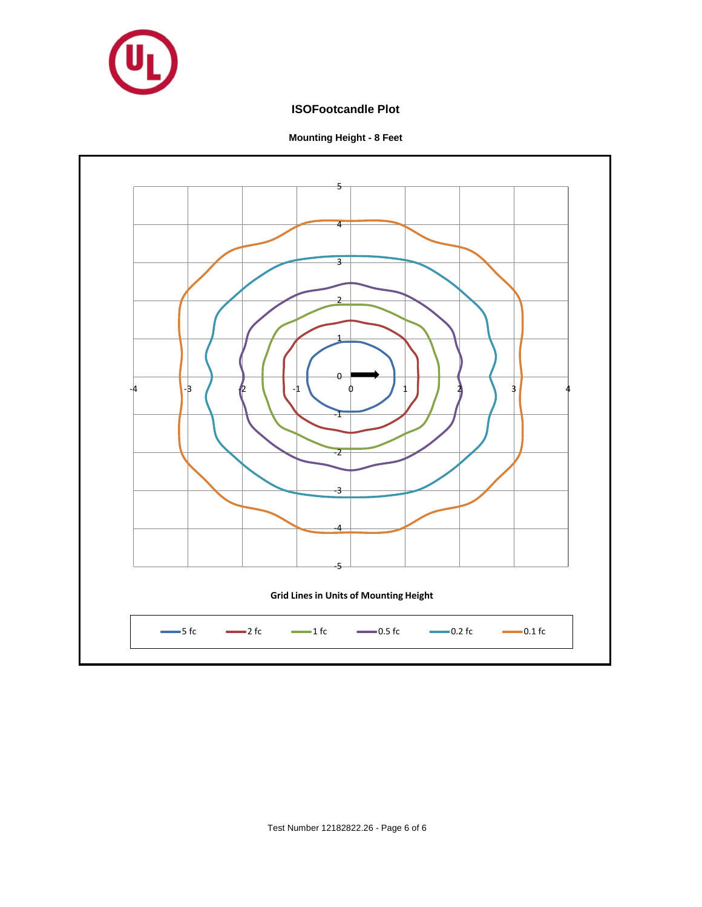## ISOFootcandle Plot

**Mounting Height - 8 Feet**

5
4
3
2
1
0
-1
-2
-3
-4
-5

-4
-3
-2
-1
0
1
2
3
4

**Grid Lines in Units of Mounting Height**

5 fc
2 fc
1 fc
0.5 fc
0.2 fc
0.1 fc

Test Number 12182822.26